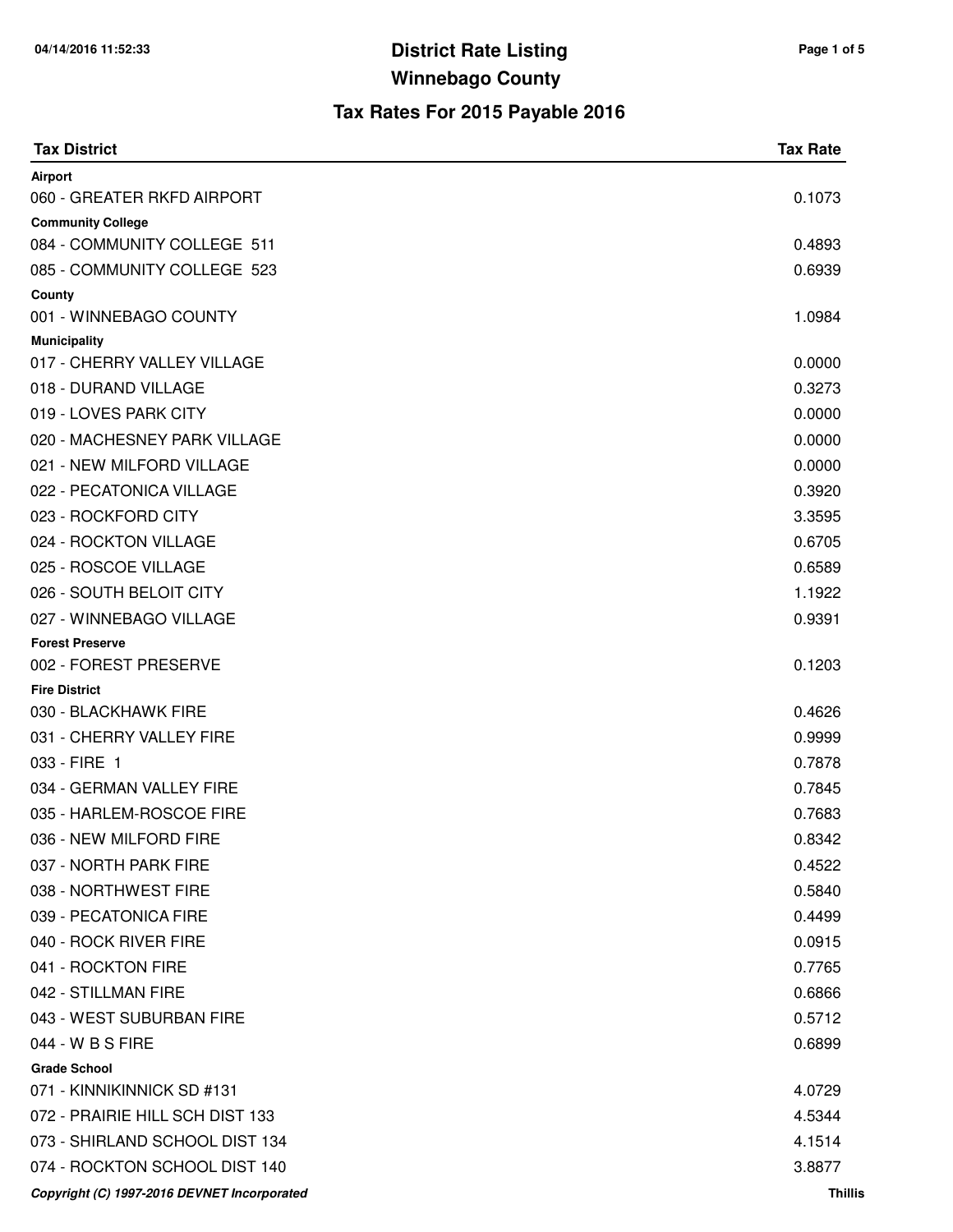# District Rate Listing

## Winnebago County

### Tax Rates For 2015 Payable 2016

| Tax District | Tax Rate |
|---|---|
| **Airport** | |
| 060 - GREATER RKFD AIRPORT | 0.1073 |
| **Community College** | |
| 084 - COMMUNITY COLLEGE 511 | 0.4893 |
| 085 - COMMUNITY COLLEGE 523 | 0.6939 |
| **County** | |
| 001 - WINNEBAGO COUNTY | 1.0984 |
| **Municipality** | |
| 017 - CHERRY VALLEY VILLAGE | 0.0000 |
| 018 - DURAND VILLAGE | 0.3273 |
| 019 - LOVES PARK CITY | 0.0000 |
| 020 - MACHESNEY PARK VILLAGE | 0.0000 |
| 021 - NEW MILFORD VILLAGE | 0.0000 |
| 022 - PECATONICA VILLAGE | 0.3920 |
| 023 - ROCKFORD CITY | 3.3595 |
| 024 - ROCKTON VILLAGE | 0.6705 |
| 025 - ROSCOE VILLAGE | 0.6589 |
| 026 - SOUTH BELOIT CITY | 1.1922 |
| 027 - WINNEBAGO VILLAGE | 0.9391 |
| **Forest Preserve** | |
| 002 - FOREST PRESERVE | 0.1203 |
| **Fire District** | |
| 030 - BLACKHAWK FIRE | 0.4626 |
| 031 - CHERRY VALLEY FIRE | 0.9999 |
| 033 - FIRE 1 | 0.7878 |
| 034 - GERMAN VALLEY FIRE | 0.7845 |
| 035 - HARLEM-ROSCOE FIRE | 0.7683 |
| 036 - NEW MILFORD FIRE | 0.8342 |
| 037 - NORTH PARK FIRE | 0.4522 |
| 038 - NORTHWEST FIRE | 0.5840 |
| 039 - PECATONICA FIRE | 0.4499 |
| 040 - ROCK RIVER FIRE | 0.0915 |
| 041 - ROCKTON FIRE | 0.7765 |
| 042 - STILLMAN FIRE | 0.6866 |
| 043 - WEST SUBURBAN FIRE | 0.5712 |
| 044 - W B S FIRE | 0.6899 |
| **Grade School** | |
| 071 - KINNIKINNICK SD #131 | 4.0729 |
| 072 - PRAIRIE HILL SCH DIST 133 | 4.5344 |
| 073 - SHIRLAND SCHOOL DIST 134 | 4.1514 |
| 074 - ROCKTON SCHOOL DIST 140 | 3.8877 |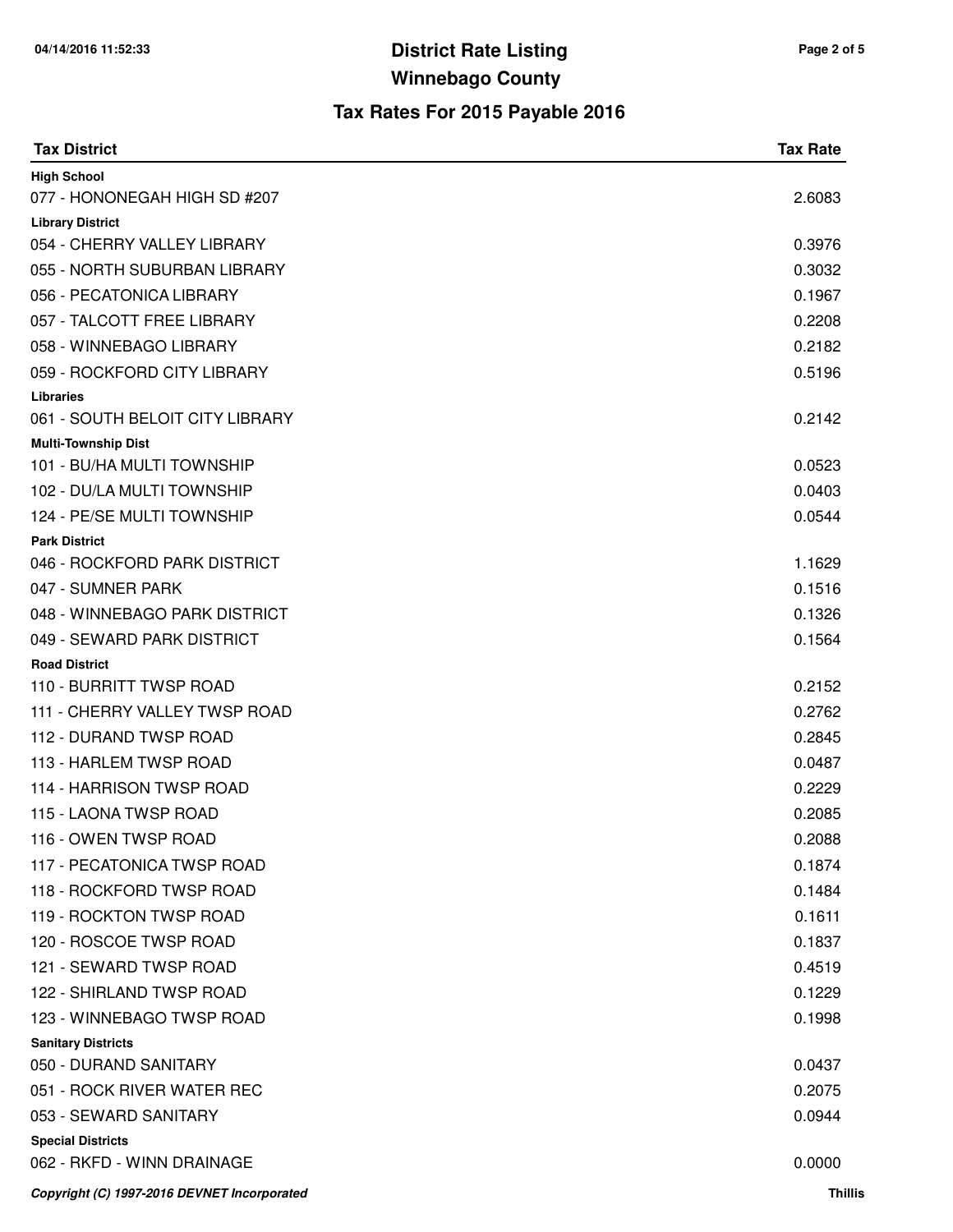# District Rate Listing

## Winnebago County

### Tax Rates For 2015 Payable 2016

| Tax District | Tax Rate |
|---|---|
| **High School** | |
| 077 - HONONEGAH HIGH SD #207 | 2.6083 |
| **Library District** | |
| 054 - CHERRY VALLEY LIBRARY | 0.3976 |
| 055 - NORTH SUBURBAN LIBRARY | 0.3032 |
| 056 - PECATONICA LIBRARY | 0.1967 |
| 057 - TALCOTT FREE LIBRARY | 0.2208 |
| 058 - WINNEBAGO LIBRARY | 0.2182 |
| 059 - ROCKFORD CITY LIBRARY | 0.5196 |
| **Libraries** | |
| 061 - SOUTH BELOIT CITY LIBRARY | 0.2142 |
| **Multi-Township Dist** | |
| 101 - BU/HA MULTI TOWNSHIP | 0.0523 |
| 102 - DU/LA MULTI TOWNSHIP | 0.0403 |
| 124 - PE/SE MULTI TOWNSHIP | 0.0544 |
| **Park District** | |
| 046 - ROCKFORD PARK DISTRICT | 1.1629 |
| 047 - SUMNER PARK | 0.1516 |
| 048 - WINNEBAGO PARK DISTRICT | 0.1326 |
| 049 - SEWARD PARK DISTRICT | 0.1564 |
| **Road District** | |
| 110 - BURRITT TWSP ROAD | 0.2152 |
| 111 - CHERRY VALLEY TWSP ROAD | 0.2762 |
| 112 - DURAND TWSP ROAD | 0.2845 |
| 113 - HARLEM TWSP ROAD | 0.0487 |
| 114 - HARRISON TWSP ROAD | 0.2229 |
| 115 - LAONA TWSP ROAD | 0.2085 |
| 116 - OWEN TWSP ROAD | 0.2088 |
| 117 - PECATONICA TWSP ROAD | 0.1874 |
| 118 - ROCKFORD TWSP ROAD | 0.1484 |
| 119 - ROCKTON TWSP ROAD | 0.1611 |
| 120 - ROSCOE TWSP ROAD | 0.1837 |
| 121 - SEWARD TWSP ROAD | 0.4519 |
| 122 - SHIRLAND TWSP ROAD | 0.1229 |
| 123 - WINNEBAGO TWSP ROAD | 0.1998 |
| **Sanitary Districts** | |
| 050 - DURAND SANITARY | 0.0437 |
| 051 - ROCK RIVER WATER REC | 0.2075 |
| 053 - SEWARD SANITARY | 0.0944 |
| **Special Districts** | |
| 062 - RKFD - WINN DRAINAGE | 0.0000 |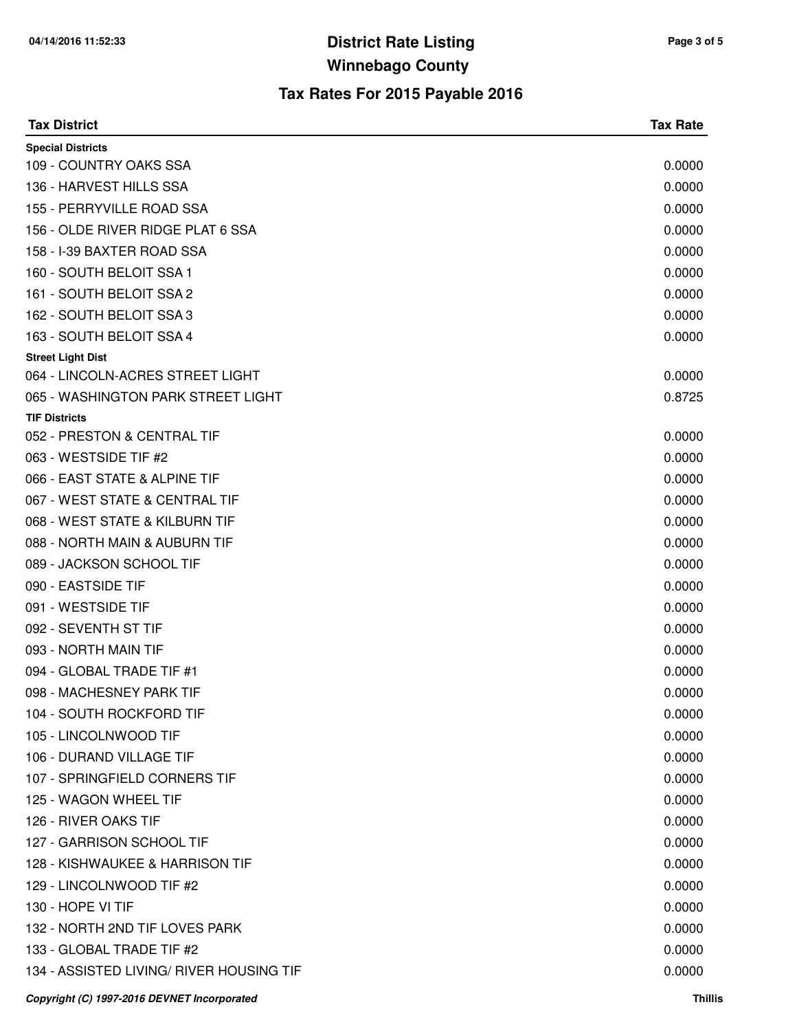# District Rate Listing

## Winnebago County

### Tax Rates For 2015 Payable 2016

| Tax District | Tax Rate |
|---|---|
| **Special Districts** | |
| 109 - COUNTRY OAKS SSA | 0.0000 |
| 136 - HARVEST HILLS SSA | 0.0000 |
| 155 - PERRYVILLE ROAD SSA | 0.0000 |
| 156 - OLDE RIVER RIDGE PLAT 6 SSA | 0.0000 |
| 158 - I-39 BAXTER ROAD SSA | 0.0000 |
| 160 - SOUTH BELOIT SSA 1 | 0.0000 |
| 161 - SOUTH BELOIT SSA 2 | 0.0000 |
| 162 - SOUTH BELOIT SSA 3 | 0.0000 |
| 163 - SOUTH BELOIT SSA 4 | 0.0000 |
| **Street Light Dist** | |
| 064 - LINCOLN-ACRES STREET LIGHT | 0.0000 |
| 065 - WASHINGTON PARK STREET LIGHT | 0.8725 |
| **TIF Districts** | |
| 052 - PRESTON & CENTRAL TIF | 0.0000 |
| 063 - WESTSIDE TIF #2 | 0.0000 |
| 066 - EAST STATE & ALPINE TIF | 0.0000 |
| 067 - WEST STATE & CENTRAL TIF | 0.0000 |
| 068 - WEST STATE & KILBURN TIF | 0.0000 |
| 088 - NORTH MAIN & AUBURN TIF | 0.0000 |
| 089 - JACKSON SCHOOL TIF | 0.0000 |
| 090 - EASTSIDE TIF | 0.0000 |
| 091 - WESTSIDE TIF | 0.0000 |
| 092 - SEVENTH ST TIF | 0.0000 |
| 093 - NORTH MAIN TIF | 0.0000 |
| 094 - GLOBAL TRADE TIF #1 | 0.0000 |
| 098 - MACHESNEY PARK TIF | 0.0000 |
| 104 - SOUTH ROCKFORD TIF | 0.0000 |
| 105 - LINCOLNWOOD TIF | 0.0000 |
| 106 - DURAND VILLAGE TIF | 0.0000 |
| 107 - SPRINGFIELD CORNERS TIF | 0.0000 |
| 125 - WAGON WHEEL TIF | 0.0000 |
| 126 - RIVER OAKS TIF | 0.0000 |
| 127 - GARRISON SCHOOL TIF | 0.0000 |
| 128 - KISHWAUKEE & HARRISON TIF | 0.0000 |
| 129 - LINCOLNWOOD TIF #2 | 0.0000 |
| 130 - HOPE VI TIF | 0.0000 |
| 132 - NORTH 2ND TIF LOVES PARK | 0.0000 |
| 133 - GLOBAL TRADE TIF #2 | 0.0000 |
| 134 - ASSISTED LIVING/ RIVER HOUSING TIF | 0.0000 |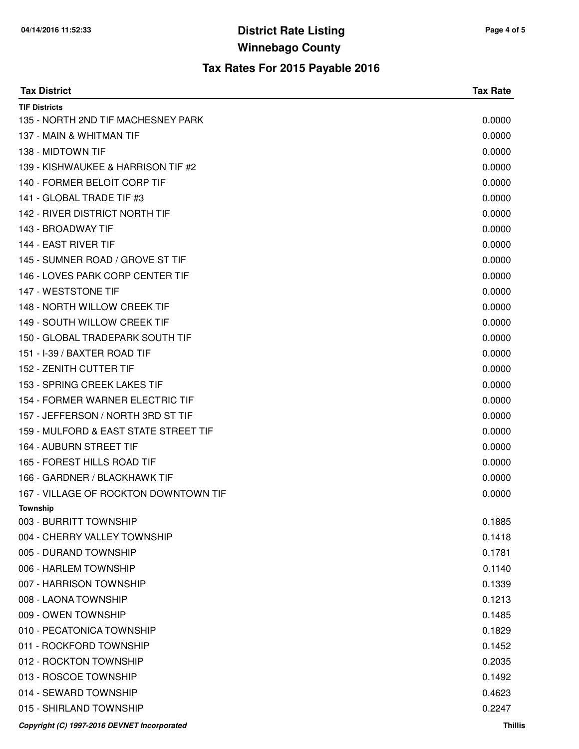# District Rate Listing

## Winnebago County

### Tax Rates For 2015 Payable 2016

| Tax District | Tax Rate |
|---|---|
| **TIF Districts** | |
| 135 - NORTH 2ND TIF MACHESNEY PARK | 0.0000 |
| 137 - MAIN & WHITMAN TIF | 0.0000 |
| 138 - MIDTOWN TIF | 0.0000 |
| 139 - KISHWAUKEE & HARRISON TIF #2 | 0.0000 |
| 140 - FORMER BELOIT CORP TIF | 0.0000 |
| 141 - GLOBAL TRADE TIF #3 | 0.0000 |
| 142 - RIVER DISTRICT NORTH TIF | 0.0000 |
| 143 - BROADWAY TIF | 0.0000 |
| 144 - EAST RIVER TIF | 0.0000 |
| 145 - SUMNER ROAD / GROVE ST TIF | 0.0000 |
| 146 - LOVES PARK CORP CENTER TIF | 0.0000 |
| 147 - WESTSTONE TIF | 0.0000 |
| 148 - NORTH WILLOW CREEK TIF | 0.0000 |
| 149 - SOUTH WILLOW CREEK TIF | 0.0000 |
| 150 - GLOBAL TRADEPARK SOUTH TIF | 0.0000 |
| 151 - I-39 / BAXTER ROAD TIF | 0.0000 |
| 152 - ZENITH CUTTER TIF | 0.0000 |
| 153 - SPRING CREEK LAKES TIF | 0.0000 |
| 154 - FORMER WARNER ELECTRIC TIF | 0.0000 |
| 157 - JEFFERSON / NORTH 3RD ST TIF | 0.0000 |
| 159 - MULFORD & EAST STATE STREET TIF | 0.0000 |
| 164 - AUBURN STREET TIF | 0.0000 |
| 165 - FOREST HILLS ROAD TIF | 0.0000 |
| 166 - GARDNER / BLACKHAWK TIF | 0.0000 |
| 167 - VILLAGE OF ROCKTON DOWNTOWN TIF | 0.0000 |
| **Township** | |
| 003 - BURRITT TOWNSHIP | 0.1885 |
| 004 - CHERRY VALLEY TOWNSHIP | 0.1418 |
| 005 - DURAND TOWNSHIP | 0.1781 |
| 006 - HARLEM TOWNSHIP | 0.1140 |
| 007 - HARRISON TOWNSHIP | 0.1339 |
| 008 - LAONA TOWNSHIP | 0.1213 |
| 009 - OWEN TOWNSHIP | 0.1485 |
| 010 - PECATONICA TOWNSHIP | 0.1829 |
| 011 - ROCKFORD TOWNSHIP | 0.1452 |
| 012 - ROCKTON TOWNSHIP | 0.2035 |
| 013 - ROSCOE TOWNSHIP | 0.1492 |
| 014 - SEWARD TOWNSHIP | 0.4623 |
| 015 - SHIRLAND TOWNSHIP | 0.2247 |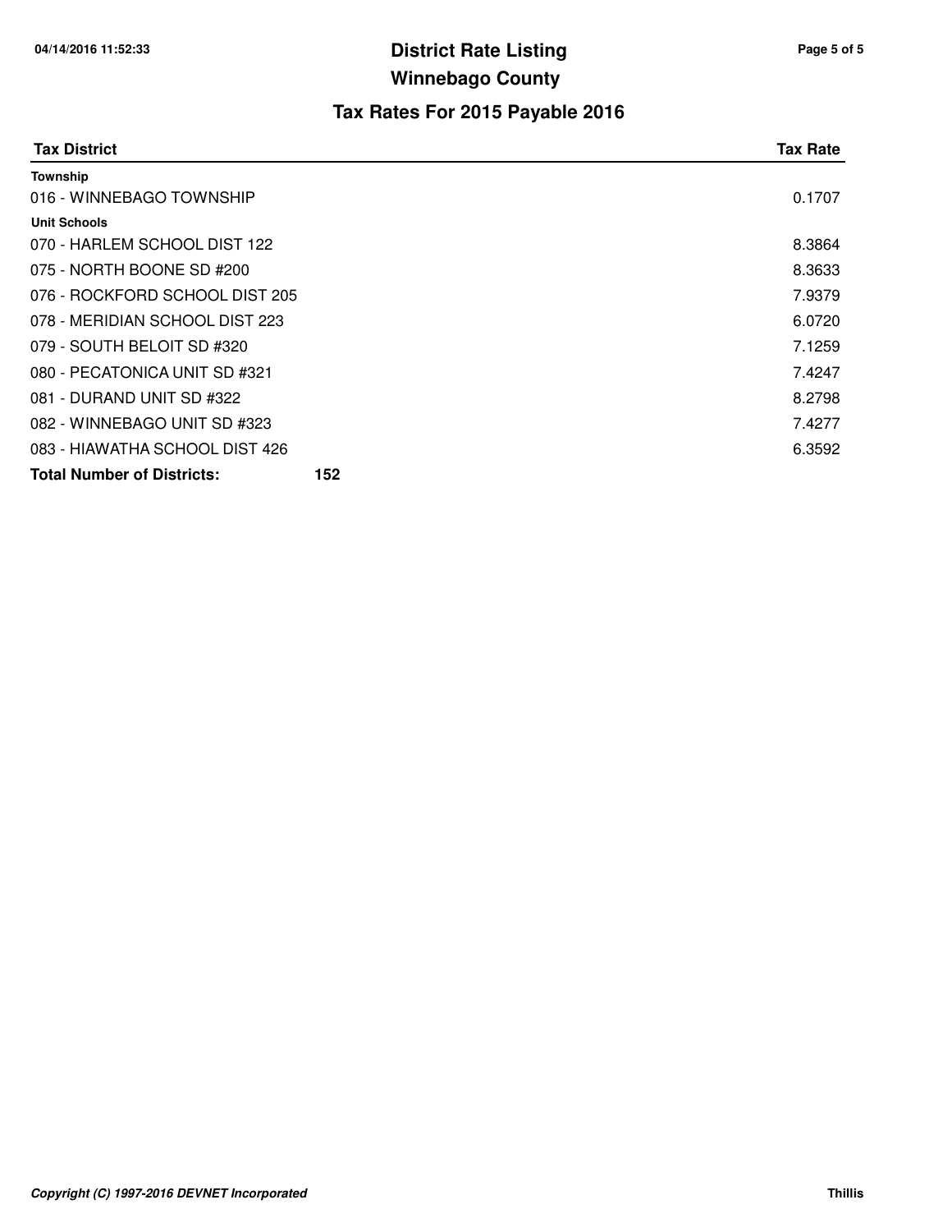# District Rate Listing

## Winnebago County

### Tax Rates For 2015 Payable 2016

| Tax District | Tax Rate |
|---|---|
| **Township** | |
| 016 - WINNEBAGO TOWNSHIP | 0.1707 |
| **Unit Schools** | |
| 070 - HARLEM SCHOOL DIST 122 | 8.3864 |
| 075 - NORTH BOONE SD #200 | 8.3633 |
| 076 - ROCKFORD SCHOOL DIST 205 | 7.9379 |
| 078 - MERIDIAN SCHOOL DIST 223 | 6.0720 |
| 079 - SOUTH BELOIT SD #320 | 7.1259 |
| 080 - PECATONICA UNIT SD #321 | 7.4247 |
| 081 - DURAND UNIT SD #322 | 8.2798 |
| 082 - WINNEBAGO UNIT SD #323 | 7.4277 |
| 083 - HIAWATHA SCHOOL DIST 426 | 6.3592 |

**Total Number of Districts: 152**